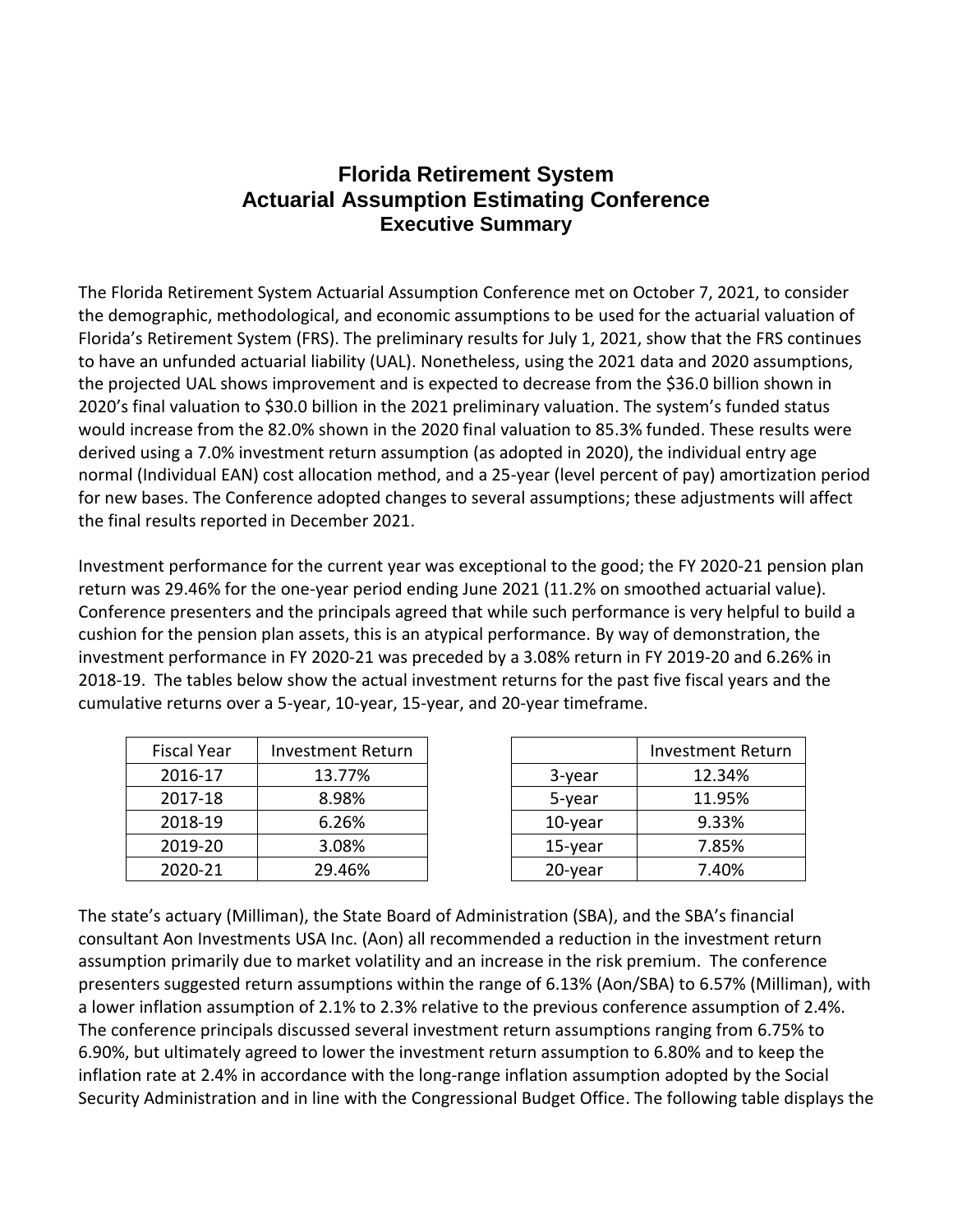# Florida Retirement System
# Actuarial Assumption Estimating Conference
## Executive Summary

The Florida Retirement System Actuarial Assumption Conference met on October 7, 2021, to consider the demographic, methodological, and economic assumptions to be used for the actuarial valuation of Florida's Retirement System (FRS). The preliminary results for July 1, 2021, show that the FRS continues to have an unfunded actuarial liability (UAL). Nonetheless, using the 2021 data and 2020 assumptions, the projected UAL shows improvement and is expected to decrease from the $36.0 billion shown in 2020's final valuation to $30.0 billion in the 2021 preliminary valuation. The system's funded status would increase from the 82.0% shown in the 2020 final valuation to 85.3% funded. These results were derived using a 7.0% investment return assumption (as adopted in 2020), the individual entry age normal (Individual EAN) cost allocation method, and a 25-year (level percent of pay) amortization period for new bases. The Conference adopted changes to several assumptions; these adjustments will affect the final results reported in December 2021.

Investment performance for the current year was exceptional to the good; the FY 2020-21 pension plan return was 29.46% for the one-year period ending June 2021 (11.2% on smoothed actuarial value). Conference presenters and the principals agreed that while such performance is very helpful to build a cushion for the pension plan assets, this is an atypical performance. By way of demonstration, the investment performance in FY 2020-21 was preceded by a 3.08% return in FY 2019-20 and 6.26% in 2018-19. The tables below show the actual investment returns for the past five fiscal years and the cumulative returns over a 5-year, 10-year, 15-year, and 20-year timeframe.

| Fiscal Year | Investment Return |
|---|---|
| 2016-17 | 13.77% |
| 2017-18 | 8.98% |
| 2018-19 | 6.26% |
| 2019-20 | 3.08% |
| 2020-21 | 29.46% |

| | Investment Return |
|---|---|
| 3-year | 12.34% |
| 5-year | 11.95% |
| 10-year | 9.33% |
| 15-year | 7.85% |
| 20-year | 7.40% |

The state's actuary (Milliman), the State Board of Administration (SBA), and the SBA's financial consultant Aon Investments USA Inc. (Aon) all recommended a reduction in the investment return assumption primarily due to market volatility and an increase in the risk premium. The conference presenters suggested return assumptions within the range of 6.13% (Aon/SBA) to 6.57% (Milliman), with a lower inflation assumption of 2.1% to 2.3% relative to the previous conference assumption of 2.4%. The conference principals discussed several investment return assumptions ranging from 6.75% to 6.90%, but ultimately agreed to lower the investment return assumption to 6.80% and to keep the inflation rate at 2.4% in accordance with the long-range inflation assumption adopted by the Social Security Administration and in line with the Congressional Budget Office. The following table displays the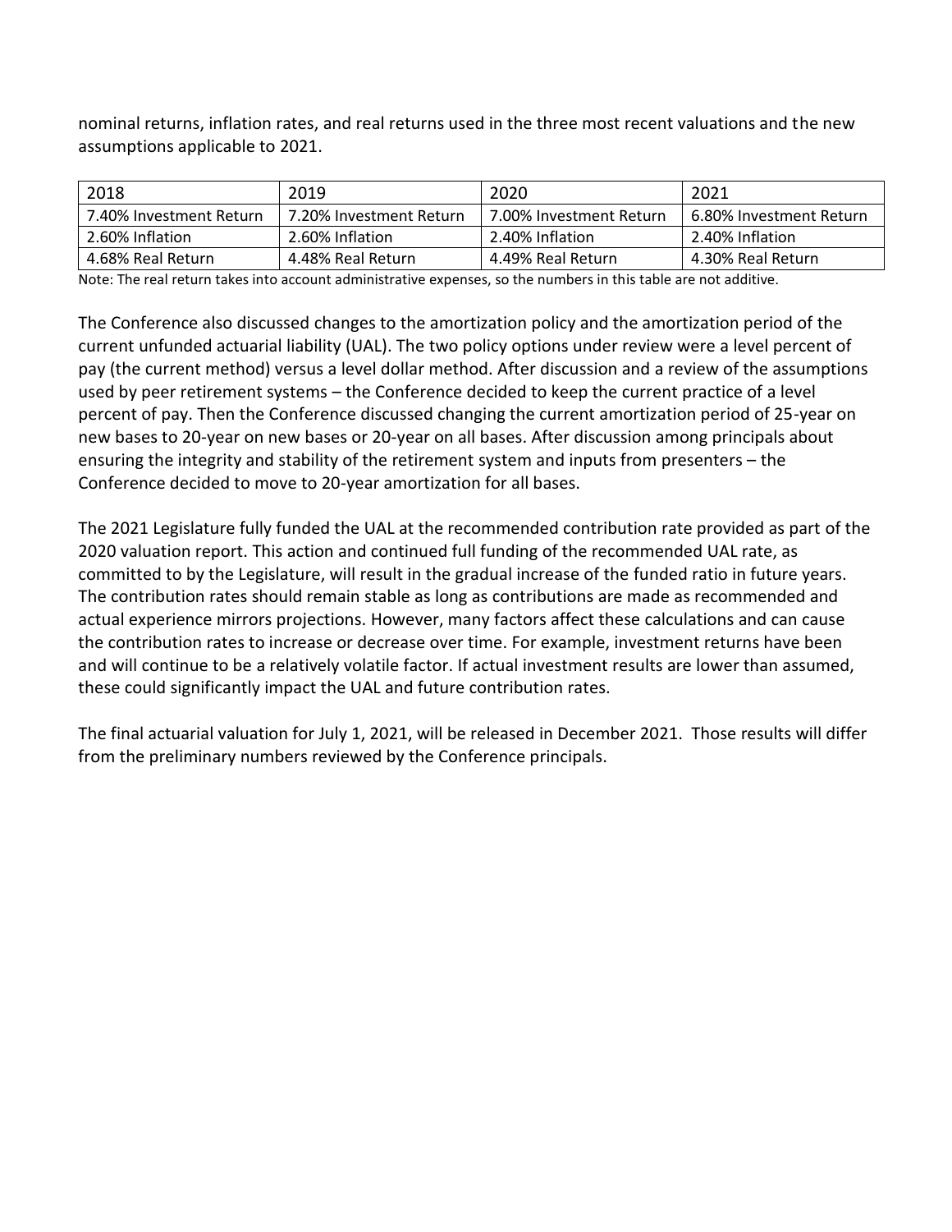nominal returns, inflation rates, and real returns used in the three most recent valuations and the new assumptions applicable to 2021.

| 2018 | 2019 | 2020 | 2021 |
|---|---|---|---|
| 7.40% Investment Return | 7.20% Investment Return | 7.00% Investment Return | 6.80% Investment Return |
| 2.60% Inflation | 2.60% Inflation | 2.40% Inflation | 2.40% Inflation |
| 4.68% Real Return | 4.48% Real Return | 4.49% Real Return | 4.30% Real Return |

Note: The real return takes into account administrative expenses, so the numbers in this table are not additive.

The Conference also discussed changes to the amortization policy and the amortization period of the current unfunded actuarial liability (UAL). The two policy options under review were a level percent of pay (the current method) versus a level dollar method. After discussion and a review of the assumptions used by peer retirement systems – the Conference decided to keep the current practice of a level percent of pay. Then the Conference discussed changing the current amortization period of 25-year on new bases to 20-year on new bases or 20-year on all bases. After discussion among principals about ensuring the integrity and stability of the retirement system and inputs from presenters – the Conference decided to move to 20-year amortization for all bases.

The 2021 Legislature fully funded the UAL at the recommended contribution rate provided as part of the 2020 valuation report. This action and continued full funding of the recommended UAL rate, as committed to by the Legislature, will result in the gradual increase of the funded ratio in future years. The contribution rates should remain stable as long as contributions are made as recommended and actual experience mirrors projections. However, many factors affect these calculations and can cause the contribution rates to increase or decrease over time. For example, investment returns have been and will continue to be a relatively volatile factor. If actual investment results are lower than assumed, these could significantly impact the UAL and future contribution rates.

The final actuarial valuation for July 1, 2021, will be released in December 2021. Those results will differ from the preliminary numbers reviewed by the Conference principals.